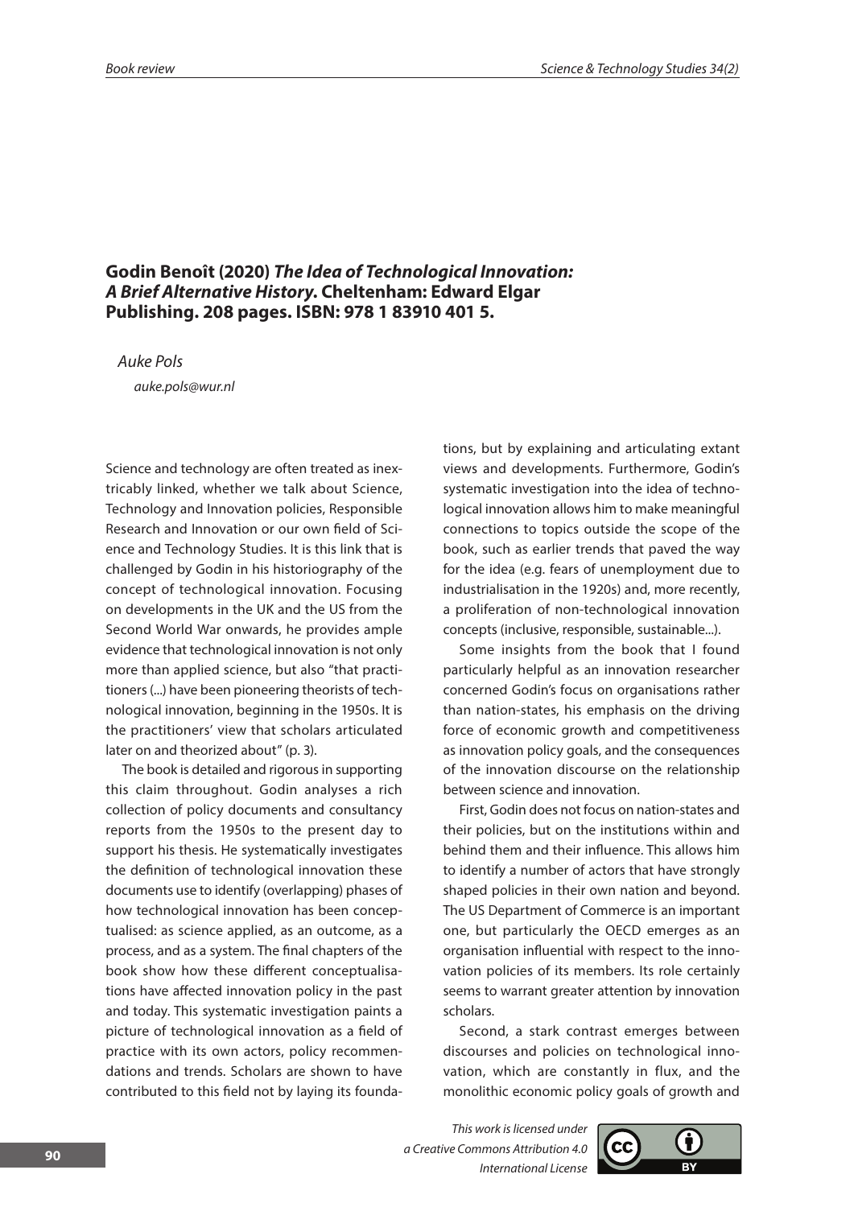## Godin Benoît (2020) *The Idea of Technological Innovation: A Brief Alternative History*. Cheltenham: Edward Elgar Publishing. 208 pages. ISBN: 978 1 83910 401 5.

*Auke Pols*

*auke.pols@wur.nl*

Science and technology are often treated as inextricably linked, whether we talk about Science, Technology and Innovation policies, Responsible Research and Innovation or our own field of Science and Technology Studies. It is this link that is challenged by Godin in his historiography of the concept of technological innovation. Focusing on developments in the UK and the US from the Second World War onwards, he provides ample evidence that technological innovation is not only more than applied science, but also "that practitioners (...) have been pioneering theorists of technological innovation, beginning in the 1950s. It is the practitioners' view that scholars articulated later on and theorized about" (p. 3).

The book is detailed and rigorous in supporting this claim throughout. Godin analyses a rich collection of policy documents and consultancy reports from the 1950s to the present day to support his thesis. He systematically investigates the definition of technological innovation these documents use to identify (overlapping) phases of how technological innovation has been conceptualised: as science applied, as an outcome, as a process, and as a system. The final chapters of the book show how these different conceptualisations have affected innovation policy in the past and today. This systematic investigation paints a picture of technological innovation as a field of practice with its own actors, policy recommendations and trends. Scholars are shown to have contributed to this field not by laying its foundations, but by explaining and articulating extant views and developments. Furthermore, Godin's systematic investigation into the idea of technological innovation allows him to make meaningful connections to topics outside the scope of the book, such as earlier trends that paved the way for the idea (e.g. fears of unemployment due to industrialisation in the 1920s) and, more recently, a proliferation of non-technological innovation concepts (inclusive, responsible, sustainable...).

Some insights from the book that I found particularly helpful as an innovation researcher concerned Godin's focus on organisations rather than nation-states, his emphasis on the driving force of economic growth and competitiveness as innovation policy goals, and the consequences of the innovation discourse on the relationship between science and innovation.

First, Godin does not focus on nation-states and their policies, but on the institutions within and behind them and their influence. This allows him to identify a number of actors that have strongly shaped policies in their own nation and beyond. The US Department of Commerce is an important one, but particularly the OECD emerges as an organisation influential with respect to the innovation policies of its members. Its role certainly seems to warrant greater attention by innovation scholars.

Second, a stark contrast emerges between discourses and policies on technological innovation, which are constantly in flux, and the monolithic economic policy goals of growth and

*This work is licensed under a Creative Commons Attribution 4.0 International License*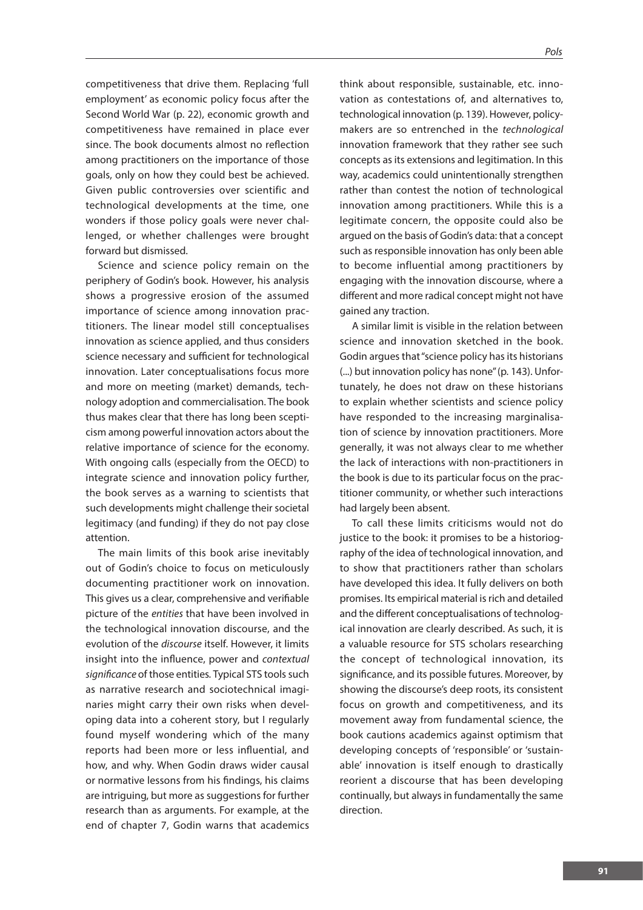competitiveness that drive them. Replacing 'full employment' as economic policy focus after the Second World War (p. 22), economic growth and competitiveness have remained in place ever since. The book documents almost no reflection among practitioners on the importance of those goals, only on how they could best be achieved. Given public controversies over scientific and technological developments at the time, one wonders if those policy goals were never challenged, or whether challenges were brought forward but dismissed.

Science and science policy remain on the periphery of Godin's book. However, his analysis shows a progressive erosion of the assumed importance of science among innovation practitioners. The linear model still conceptualises innovation as science applied, and thus considers science necessary and sufficient for technological innovation. Later conceptualisations focus more and more on meeting (market) demands, technology adoption and commercialisation. The book thus makes clear that there has long been scepticism among powerful innovation actors about the relative importance of science for the economy. With ongoing calls (especially from the OECD) to integrate science and innovation policy further, the book serves as a warning to scientists that such developments might challenge their societal legitimacy (and funding) if they do not pay close attention.

The main limits of this book arise inevitably out of Godin's choice to focus on meticulously documenting practitioner work on innovation. This gives us a clear, comprehensive and verifiable picture of the *entities* that have been involved in the technological innovation discourse, and the evolution of the *discourse* itself. However, it limits insight into the influence, power and *contextual significance* of those entities. Typical STS tools such as narrative research and sociotechnical imaginaries might carry their own risks when developing data into a coherent story, but I regularly found myself wondering which of the many reports had been more or less influential, and how, and why. When Godin draws wider causal or normative lessons from his findings, his claims are intriguing, but more as suggestions for further research than as arguments. For example, at the end of chapter 7, Godin warns that academics think about responsible, sustainable, etc. innovation as contestations of, and alternatives to, technological innovation (p. 139). However, policymakers are so entrenched in the *technological* innovation framework that they rather see such concepts as its extensions and legitimation. In this way, academics could unintentionally strengthen rather than contest the notion of technological innovation among practitioners. While this is a legitimate concern, the opposite could also be argued on the basis of Godin's data: that a concept such as responsible innovation has only been able to become influential among practitioners by engaging with the innovation discourse, where a different and more radical concept might not have gained any traction.

A similar limit is visible in the relation between science and innovation sketched in the book. Godin argues that "science policy has its historians (...) but innovation policy has none" (p. 143). Unfortunately, he does not draw on these historians to explain whether scientists and science policy have responded to the increasing marginalisation of science by innovation practitioners. More generally, it was not always clear to me whether the lack of interactions with non-practitioners in the book is due to its particular focus on the practitioner community, or whether such interactions had largely been absent.

To call these limits criticisms would not do justice to the book: it promises to be a historiography of the idea of technological innovation, and to show that practitioners rather than scholars have developed this idea. It fully delivers on both promises. Its empirical material is rich and detailed and the different conceptualisations of technological innovation are clearly described. As such, it is a valuable resource for STS scholars researching the concept of technological innovation, its significance, and its possible futures. Moreover, by showing the discourse's deep roots, its consistent focus on growth and competitiveness, and its movement away from fundamental science, the book cautions academics against optimism that developing concepts of 'responsible' or 'sustainable' innovation is itself enough to drastically reorient a discourse that has been developing continually, but always in fundamentally the same direction.